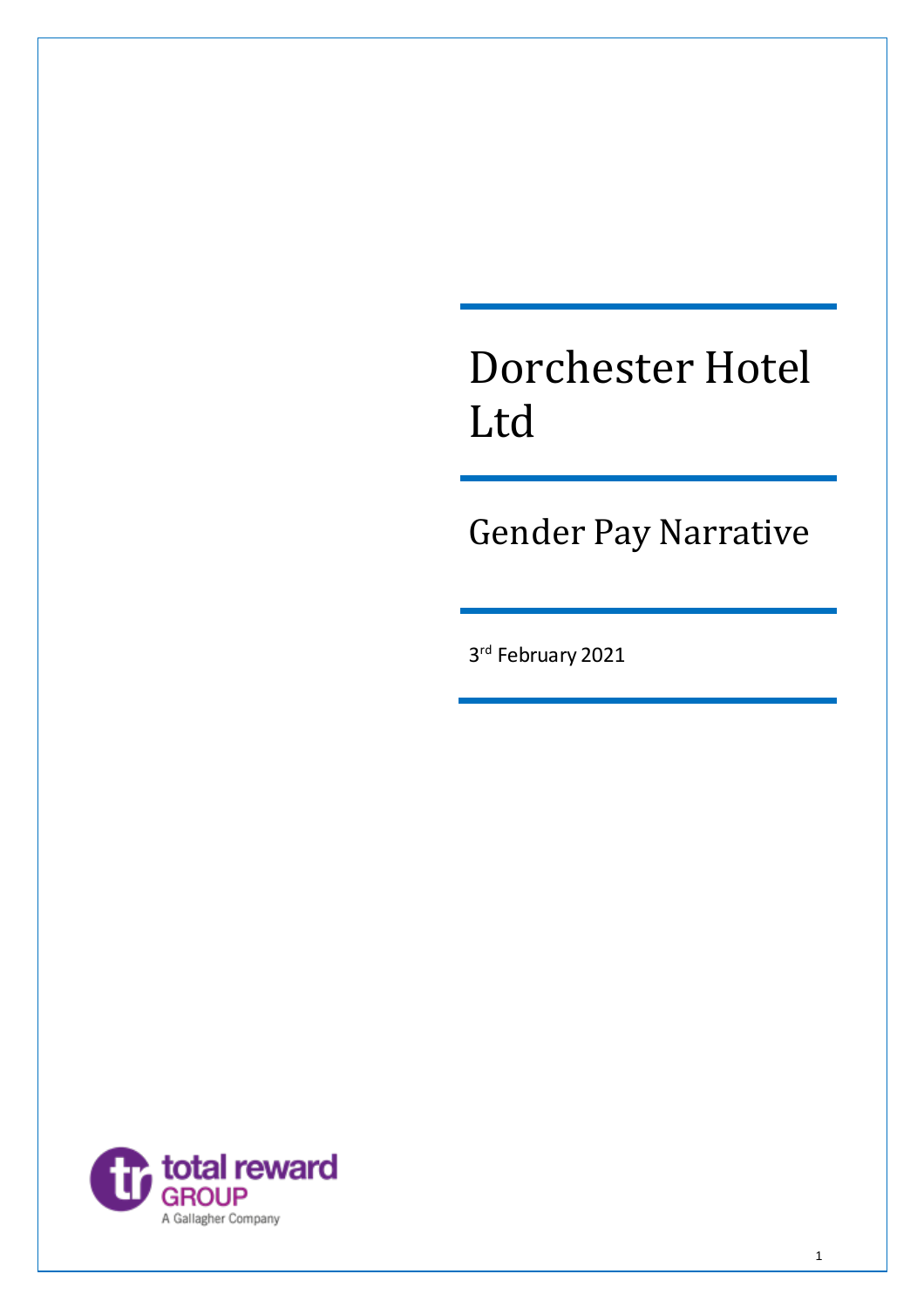# Dorchester Hotel Ltd

## Gender Pay Narrative

3rd February 2021

total reward GROUP

A Gallagher Company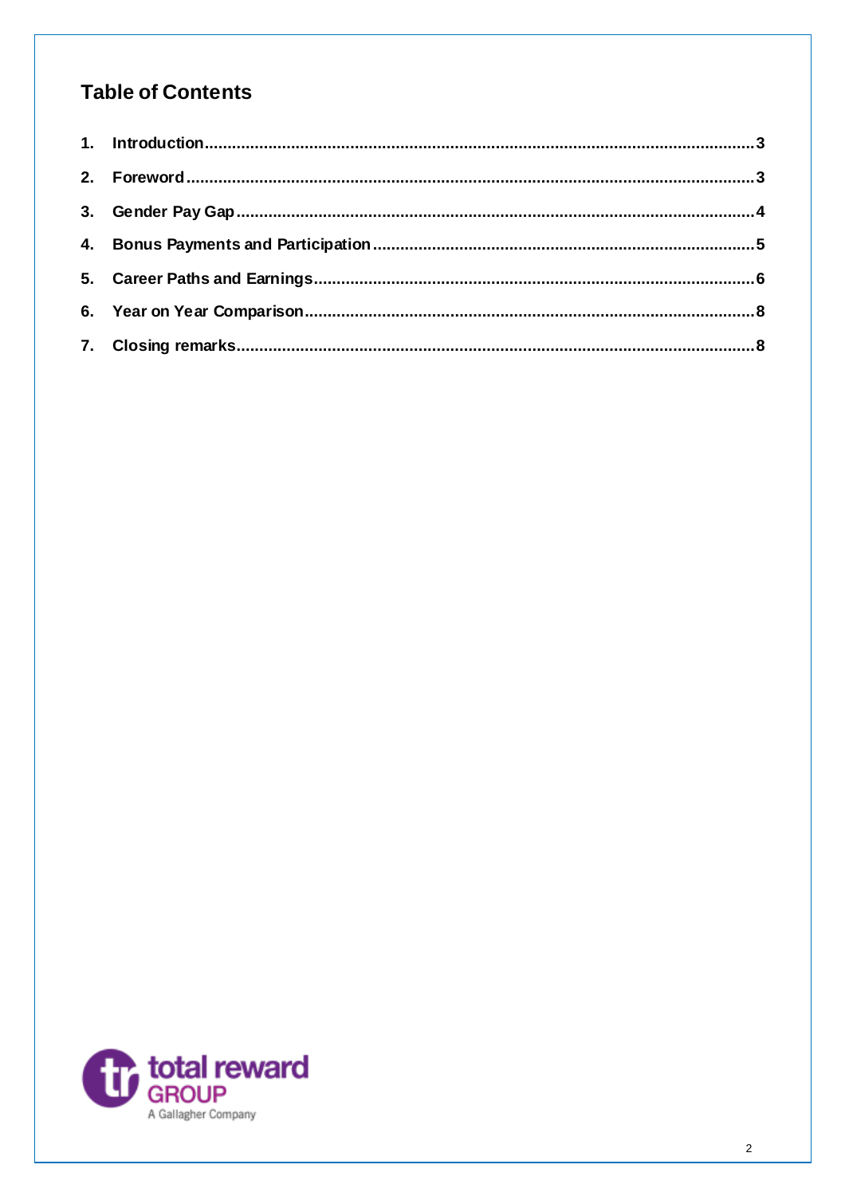## Table of Contents

1. **Introduction** .......... 3
2. **Foreword** .......... 3
3. **Gender Pay Gap** .......... 4
4. **Bonus Payments and Participation** .......... 5
5. **Career Paths and Earnings** .......... 6
6. **Year on Year Comparison** .......... 8
7. **Closing remarks** .......... 8

total reward GROUP
A Gallagher Company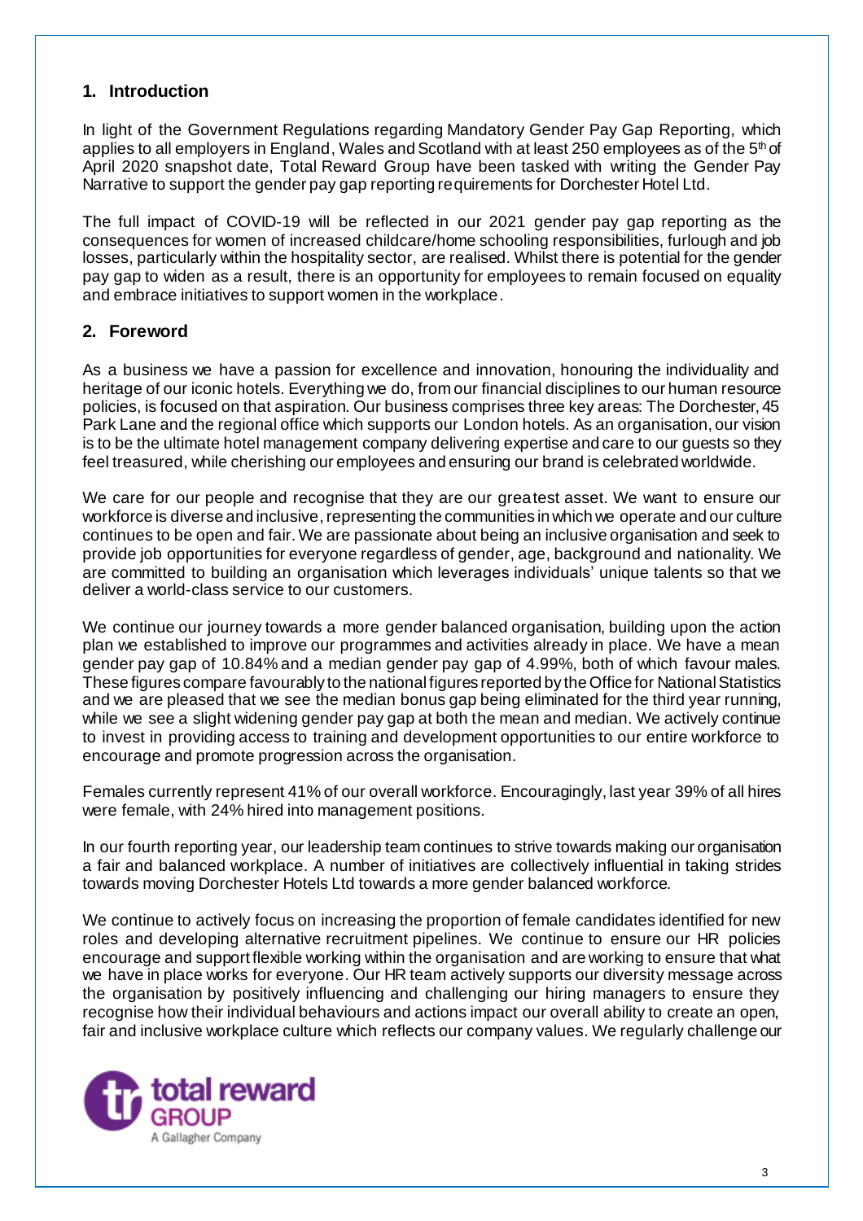## 1. Introduction

In light of the Government Regulations regarding Mandatory Gender Pay Gap Reporting, which applies to all employers in England, Wales and Scotland with at least 250 employees as of the 5th of April 2020 snapshot date, Total Reward Group have been tasked with writing the Gender Pay Narrative to support the gender pay gap reporting requirements for Dorchester Hotel Ltd.

The full impact of COVID-19 will be reflected in our 2021 gender pay gap reporting as the consequences for women of increased childcare/home schooling responsibilities, furlough and job losses, particularly within the hospitality sector, are realised. Whilst there is potential for the gender pay gap to widen as a result, there is an opportunity for employees to remain focused on equality and embrace initiatives to support women in the workplace.

## 2. Foreword

As a business we have a passion for excellence and innovation, honouring the individuality and heritage of our iconic hotels. Everything we do, from our financial disciplines to our human resource policies, is focused on that aspiration. Our business comprises three key areas: The Dorchester, 45 Park Lane and the regional office which supports our London hotels. As an organisation, our vision is to be the ultimate hotel management company delivering expertise and care to our guests so they feel treasured, while cherishing our employees and ensuring our brand is celebrated worldwide.

We care for our people and recognise that they are our greatest asset. We want to ensure our workforce is diverse and inclusive, representing the communities in which we operate and our culture continues to be open and fair. We are passionate about being an inclusive organisation and seek to provide job opportunities for everyone regardless of gender, age, background and nationality. We are committed to building an organisation which leverages individuals' unique talents so that we deliver a world-class service to our customers.

We continue our journey towards a more gender balanced organisation, building upon the action plan we established to improve our programmes and activities already in place. We have a mean gender pay gap of 10.84% and a median gender pay gap of 4.99%, both of which favour males. These figures compare favourably to the national figures reported by the Office for National Statistics and we are pleased that we see the median bonus gap being eliminated for the third year running, while we see a slight widening gender pay gap at both the mean and median. We actively continue to invest in providing access to training and development opportunities to our entire workforce to encourage and promote progression across the organisation.

Females currently represent 41% of our overall workforce. Encouragingly, last year 39% of all hires were female, with 24% hired into management positions.

In our fourth reporting year, our leadership team continues to strive towards making our organisation a fair and balanced workplace. A number of initiatives are collectively influential in taking strides towards moving Dorchester Hotels Ltd towards a more gender balanced workforce.

We continue to actively focus on increasing the proportion of female candidates identified for new roles and developing alternative recruitment pipelines. We continue to ensure our HR policies encourage and support flexible working within the organisation and are working to ensure that what we have in place works for everyone. Our HR team actively supports our diversity message across the organisation by positively influencing and challenging our hiring managers to ensure they recognise how their individual behaviours and actions impact our overall ability to create an open, fair and inclusive workplace culture which reflects our company values. We regularly challenge our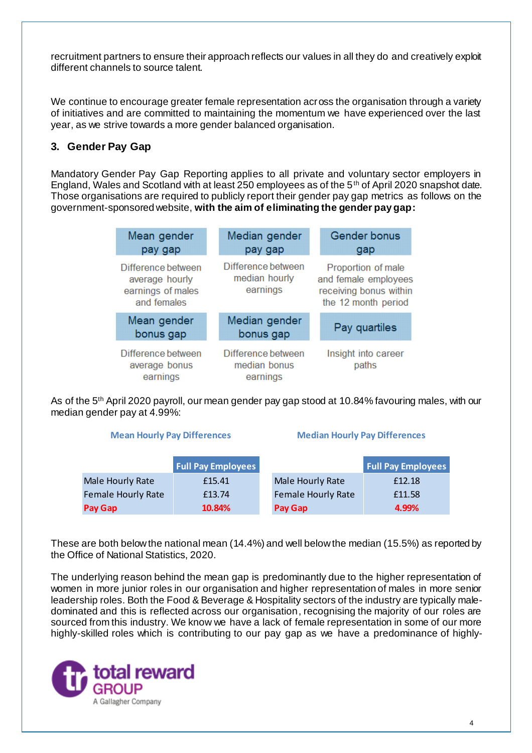recruitment partners to ensure their approach reflects our values in all they do and creatively exploit different channels to source talent.

We continue to encourage greater female representation across the organisation through a variety of initiatives and are committed to maintaining the momentum we have experienced over the last year, as we strive towards a more gender balanced organisation.

## 3. Gender Pay Gap

Mandatory Gender Pay Gap Reporting applies to all private and voluntary sector employers in England, Wales and Scotland with at least 250 employees as of the 5th of April 2020 snapshot date. Those organisations are required to publicly report their gender pay gap metrics as follows on the government-sponsored website, **with the aim of eliminating the gender pay gap:**

| Mean gender pay gap | Median gender pay gap | Gender bonus gap |
|---|---|---|
| Difference between average hourly earnings of males and females | Difference between median hourly earnings | Proportion of male and female employees receiving bonus within the 12 month period |
| **Mean gender bonus gap** | **Median gender bonus gap** | **Pay quartiles** |
| Difference between average bonus earnings | Difference between median bonus earnings | Insight into career paths |

As of the 5th April 2020 payroll, our mean gender pay gap stood at 10.84% favouring males, with our median gender pay at 4.99%:

**Mean Hourly Pay Differences**

| | Full Pay Employees |
|---|---|
| Male Hourly Rate | £15.41 |
| Female Hourly Rate | £13.74 |
| **Pay Gap** | **10.84%** |

**Median Hourly Pay Differences**

| | Full Pay Employees |
|---|---|
| Male Hourly Rate | £12.18 |
| Female Hourly Rate | £11.58 |
| **Pay Gap** | **4.99%** |

These are both below the national mean (14.4%) and well below the median (15.5%) as reported by the Office of National Statistics, 2020.

The underlying reason behind the mean gap is predominantly due to the higher representation of women in more junior roles in our organisation and higher representation of males in more senior leadership roles. Both the Food & Beverage & Hospitality sectors of the industry are typically male-dominated and this is reflected across our organisation, recognising the majority of our roles are sourced from this industry. We know we have a lack of female representation in some of our more highly-skilled roles which is contributing to our pay gap as we have a predominance of highly-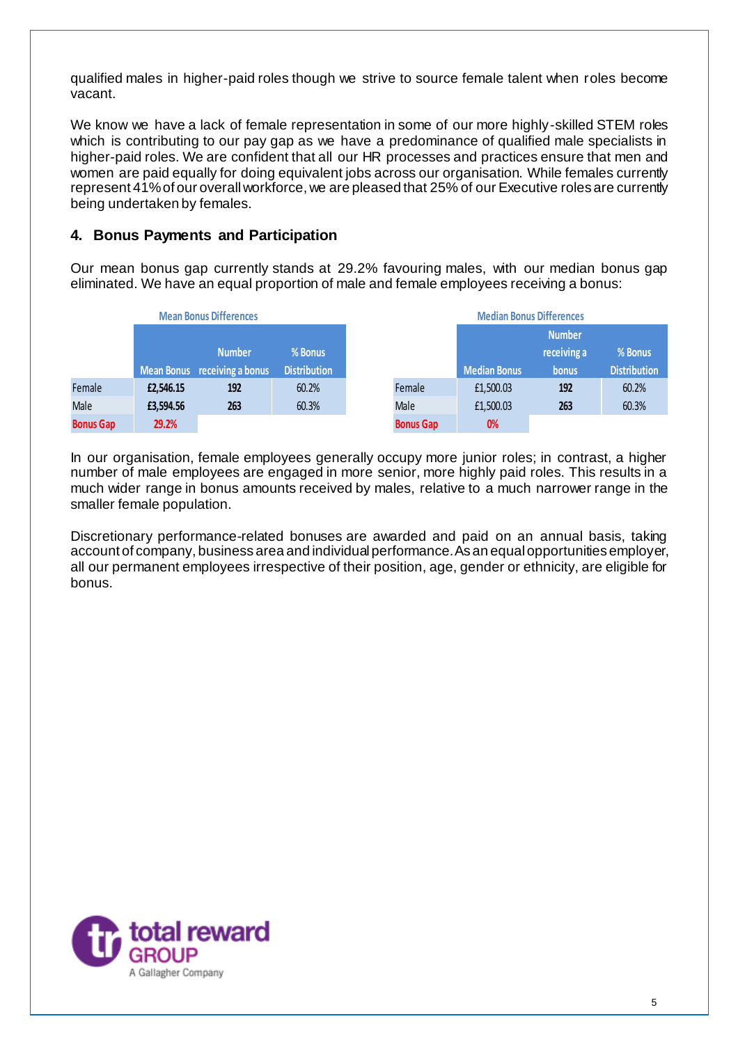qualified males in higher-paid roles though we strive to source female talent when roles become vacant.

We know we have a lack of female representation in some of our more highly-skilled STEM roles which is contributing to our pay gap as we have a predominance of qualified male specialists in higher-paid roles. We are confident that all our HR processes and practices ensure that men and women are paid equally for doing equivalent jobs across our organisation. While females currently represent 41% of our overall workforce, we are pleased that 25% of our Executive roles are currently being undertaken by females.

## 4. Bonus Payments and Participation

Our mean bonus gap currently stands at 29.2% favouring males, with our median bonus gap eliminated. We have an equal proportion of male and female employees receiving a bonus:

**Mean Bonus Differences**

| | Mean Bonus | Number receiving a bonus | % Bonus Distribution |
|---|---|---|---|
| Female | £2,546.15 | 192 | 60.2% |
| Male | £3,594.56 | 263 | 60.3% |
| Bonus Gap | 29.2% | | |

**Median Bonus Differences**

| | Median Bonus | Number receiving a bonus | % Bonus Distribution |
|---|---|---|---|
| Female | £1,500.03 | 192 | 60.2% |
| Male | £1,500.03 | 263 | 60.3% |
| Bonus Gap | 0% | | |

In our organisation, female employees generally occupy more junior roles; in contrast, a higher number of male employees are engaged in more senior, more highly paid roles. This results in a much wider range in bonus amounts received by males, relative to a much narrower range in the smaller female population.

Discretionary performance-related bonuses are awarded and paid on an annual basis, taking account of company, business area and individual performance. As an equal opportunities employer, all our permanent employees irrespective of their position, age, gender or ethnicity, are eligible for bonus.

total reward GROUP
A Gallagher Company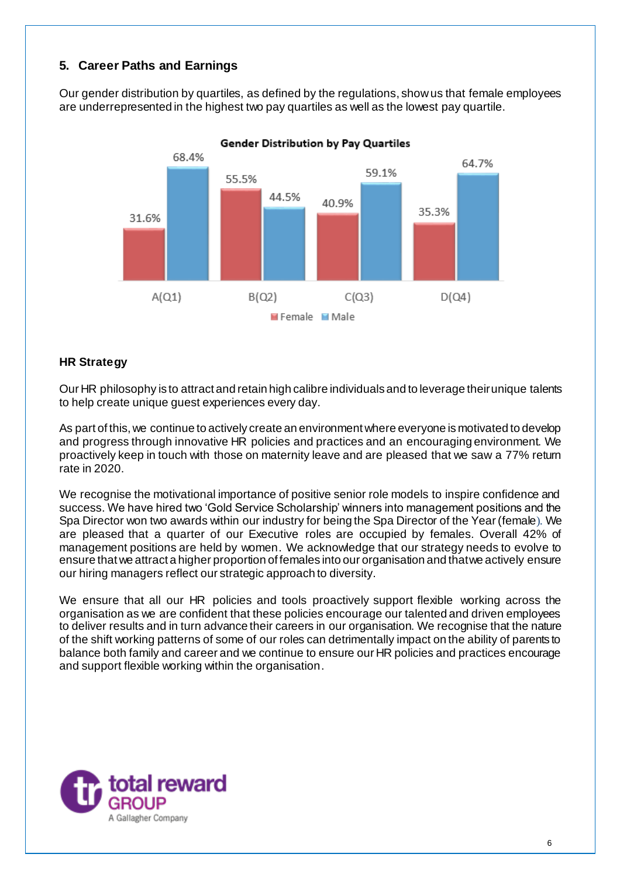## 5. Career Paths and Earnings

Our gender distribution by quartiles, as defined by the regulations, show us that female employees are underrepresented in the highest two pay quartiles as well as the lowest pay quartile.

**Gender Distribution by Pay Quartiles**

| | Female | Male |
|---|---|---|
| A(Q1) | 31.6% | 68.4% |
| B(Q2) | 55.5% | 44.5% |
| C(Q3) | 40.9% | 59.1% |
| D(Q4) | 35.3% | 64.7% |

### HR Strategy

Our HR philosophy is to attract and retain high calibre individuals and to leverage their unique talents to help create unique guest experiences every day.

As part of this, we continue to actively create an environment where everyone is motivated to develop and progress through innovative HR policies and practices and an encouraging environment. We proactively keep in touch with those on maternity leave and are pleased that we saw a 77% return rate in 2020.

We recognise the motivational importance of positive senior role models to inspire confidence and success. We have hired two 'Gold Service Scholarship' winners into management positions and the Spa Director won two awards within our industry for being the Spa Director of the Year (female). We are pleased that a quarter of our Executive roles are occupied by females. Overall 42% of management positions are held by women. We acknowledge that our strategy needs to evolve to ensure that we attract a higher proportion of females into our organisation and that we actively ensure our hiring managers reflect our strategic approach to diversity.

We ensure that all our HR policies and tools proactively support flexible working across the organisation as we are confident that these policies encourage our talented and driven employees to deliver results and in turn advance their careers in our organisation. We recognise that the nature of the shift working patterns of some of our roles can detrimentally impact on the ability of parents to balance both family and career and we continue to ensure our HR policies and practices encourage and support flexible working within the organisation.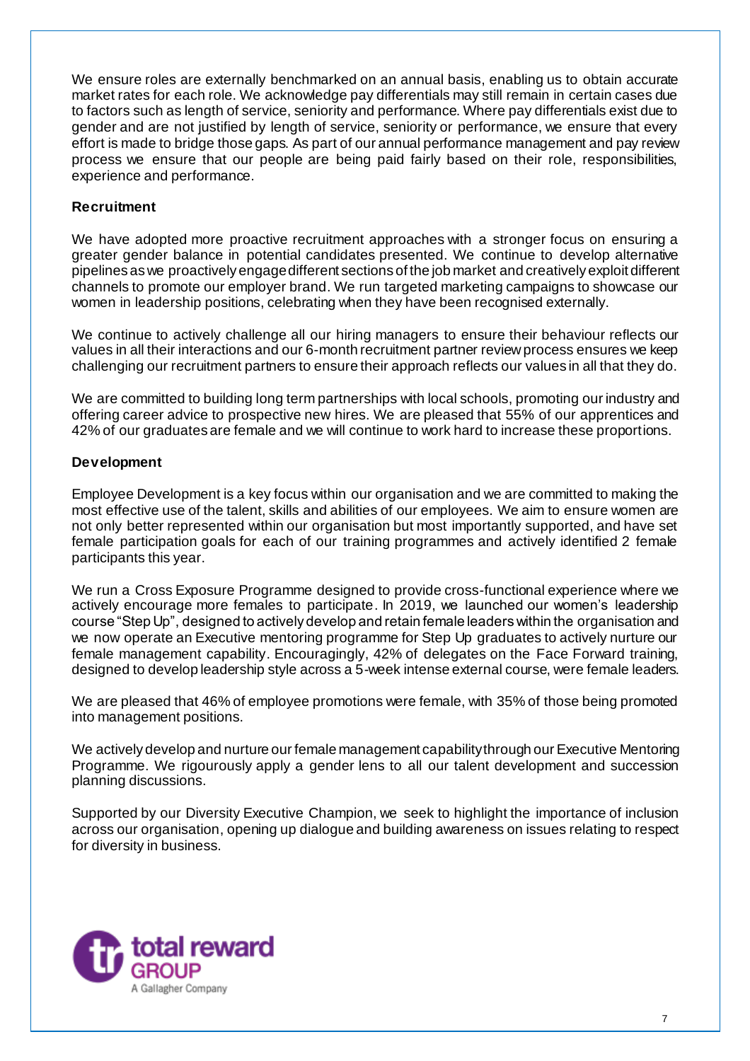We ensure roles are externally benchmarked on an annual basis, enabling us to obtain accurate market rates for each role. We acknowledge pay differentials may still remain in certain cases due to factors such as length of service, seniority and performance. Where pay differentials exist due to gender and are not justified by length of service, seniority or performance, we ensure that every effort is made to bridge those gaps. As part of our annual performance management and pay review process we ensure that our people are being paid fairly based on their role, responsibilities, experience and performance.

**Recruitment**

We have adopted more proactive recruitment approaches with a stronger focus on ensuring a greater gender balance in potential candidates presented. We continue to develop alternative pipelines as we proactively engage different sections of the job market and creatively exploit different channels to promote our employer brand. We run targeted marketing campaigns to showcase our women in leadership positions, celebrating when they have been recognised externally.

We continue to actively challenge all our hiring managers to ensure their behaviour reflects our values in all their interactions and our 6-month recruitment partner review process ensures we keep challenging our recruitment partners to ensure their approach reflects our values in all that they do.

We are committed to building long term partnerships with local schools, promoting our industry and offering career advice to prospective new hires. We are pleased that 55% of our apprentices and 42% of our graduates are female and we will continue to work hard to increase these proportions.

**Development**

Employee Development is a key focus within our organisation and we are committed to making the most effective use of the talent, skills and abilities of our employees. We aim to ensure women are not only better represented within our organisation but most importantly supported, and have set female participation goals for each of our training programmes and actively identified 2 female participants this year.

We run a Cross Exposure Programme designed to provide cross-functional experience where we actively encourage more females to participate. In 2019, we launched our women's leadership course "Step Up", designed to actively develop and retain female leaders within the organisation and we now operate an Executive mentoring programme for Step Up graduates to actively nurture our female management capability. Encouragingly, 42% of delegates on the Face Forward training, designed to develop leadership style across a 5-week intense external course, were female leaders.

We are pleased that 46% of employee promotions were female, with 35% of those being promoted into management positions.

We actively develop and nurture our female management capability through our Executive Mentoring Programme. We rigourously apply a gender lens to all our talent development and succession planning discussions.

Supported by our Diversity Executive Champion, we seek to highlight the importance of inclusion across our organisation, opening up dialogue and building awareness on issues relating to respect for diversity in business.

total reward GROUP
A Gallagher Company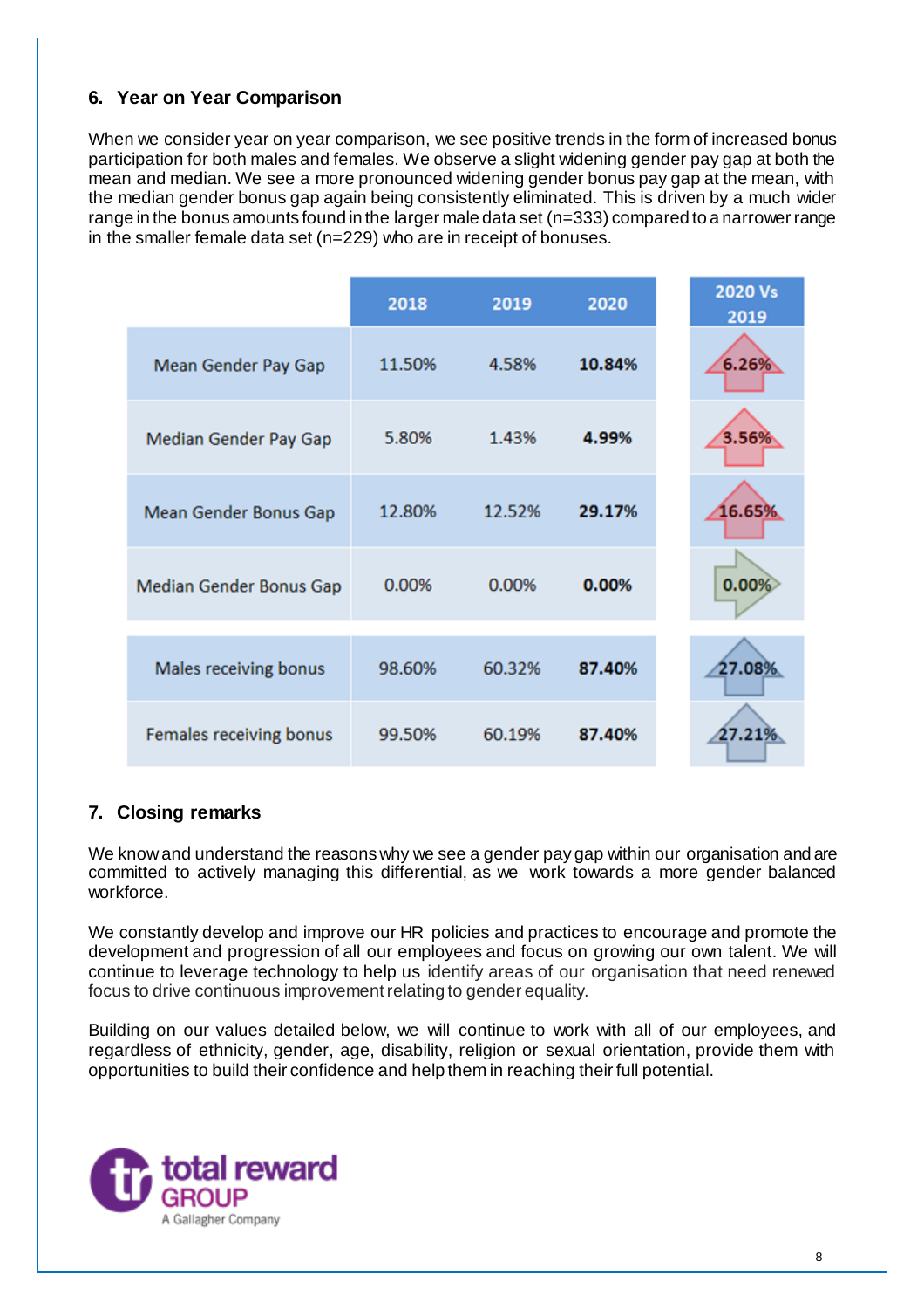## 6. Year on Year Comparison

When we consider year on year comparison, we see positive trends in the form of increased bonus participation for both males and females. We observe a slight widening gender pay gap at both the mean and median. We see a more pronounced widening gender bonus pay gap at the mean, with the median gender bonus gap again being consistently eliminated. This is driven by a much wider range in the bonus amounts found in the larger male data set (n=333) compared to a narrower range in the smaller female data set (n=229) who are in receipt of bonuses.

| | 2018 | 2019 | 2020 | 2020 Vs 2019 |
|---|---|---|---|---|
| Mean Gender Pay Gap | 11.50% | 4.58% | **10.84%** | 6.26% |
| Median Gender Pay Gap | 5.80% | 1.43% | **4.99%** | 3.56% |
| Mean Gender Bonus Gap | 12.80% | 12.52% | **29.17%** | 16.65% |
| Median Gender Bonus Gap | 0.00% | 0.00% | **0.00%** | 0.00% |
| Males receiving bonus | 98.60% | 60.32% | **87.40%** | 27.08% |
| Females receiving bonus | 99.50% | 60.19% | **87.40%** | 27.21% |

## 7. Closing remarks

We know and understand the reasons why we see a gender pay gap within our organisation and are committed to actively managing this differential, as we work towards a more gender balanced workforce.

We constantly develop and improve our HR policies and practices to encourage and promote the development and progression of all our employees and focus on growing our own talent. We will continue to leverage technology to help us identify areas of our organisation that need renewed focus to drive continuous improvement relating to gender equality.

Building on our values detailed below, we will continue to work with all of our employees, and regardless of ethnicity, gender, age, disability, religion or sexual orientation, provide them with opportunities to build their confidence and help them in reaching their full potential.

total reward GROUP
A Gallagher Company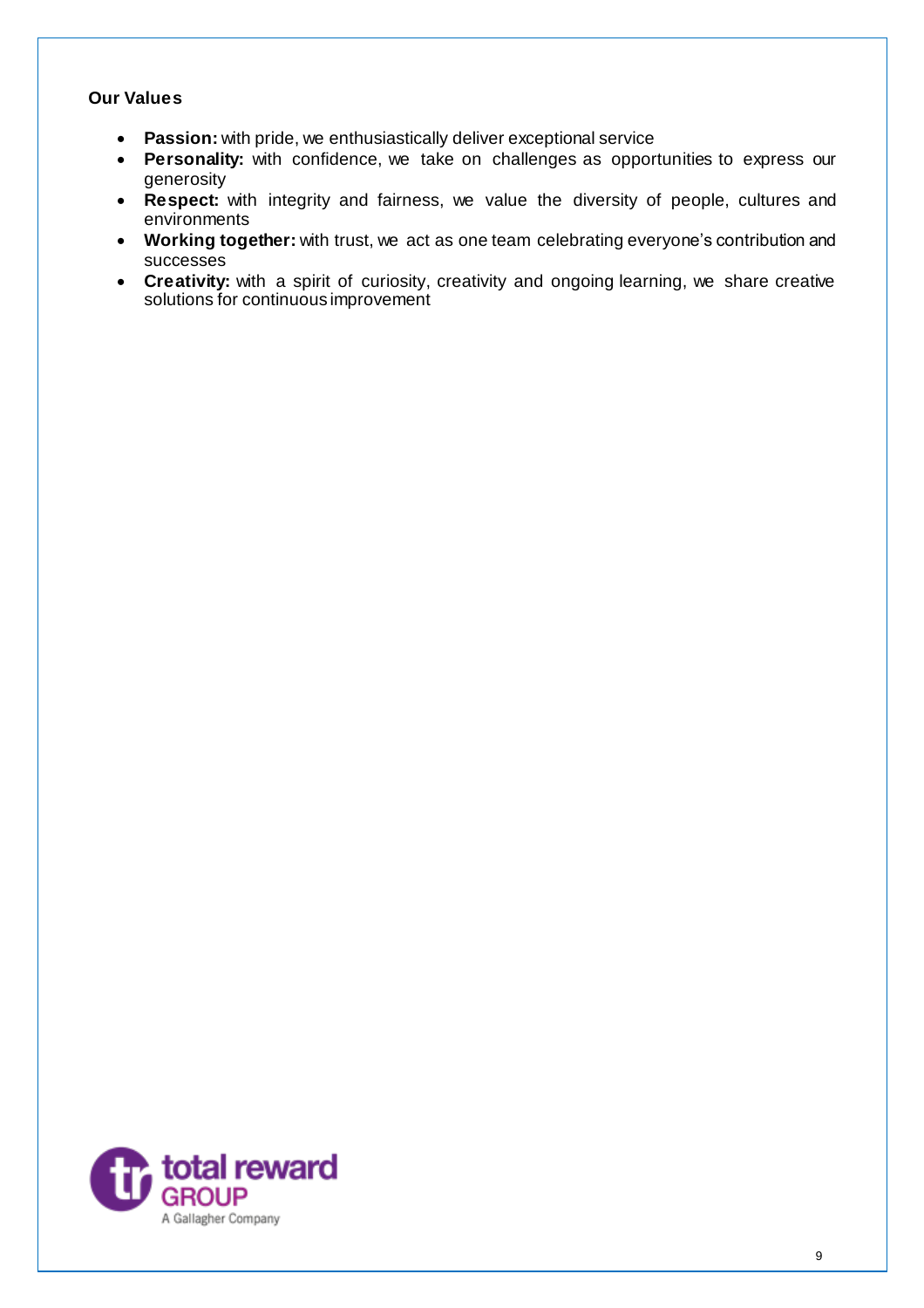**Our Values**

- **Passion:** with pride, we enthusiastically deliver exceptional service
- **Personality:** with confidence, we take on challenges as opportunities to express our generosity
- **Respect:** with integrity and fairness, we value the diversity of people, cultures and environments
- **Working together:** with trust, we act as one team celebrating everyone's contribution and successes
- **Creativity:** with a spirit of curiosity, creativity and ongoing learning, we share creative solutions for continuous improvement

total reward GROUP
A Gallagher Company